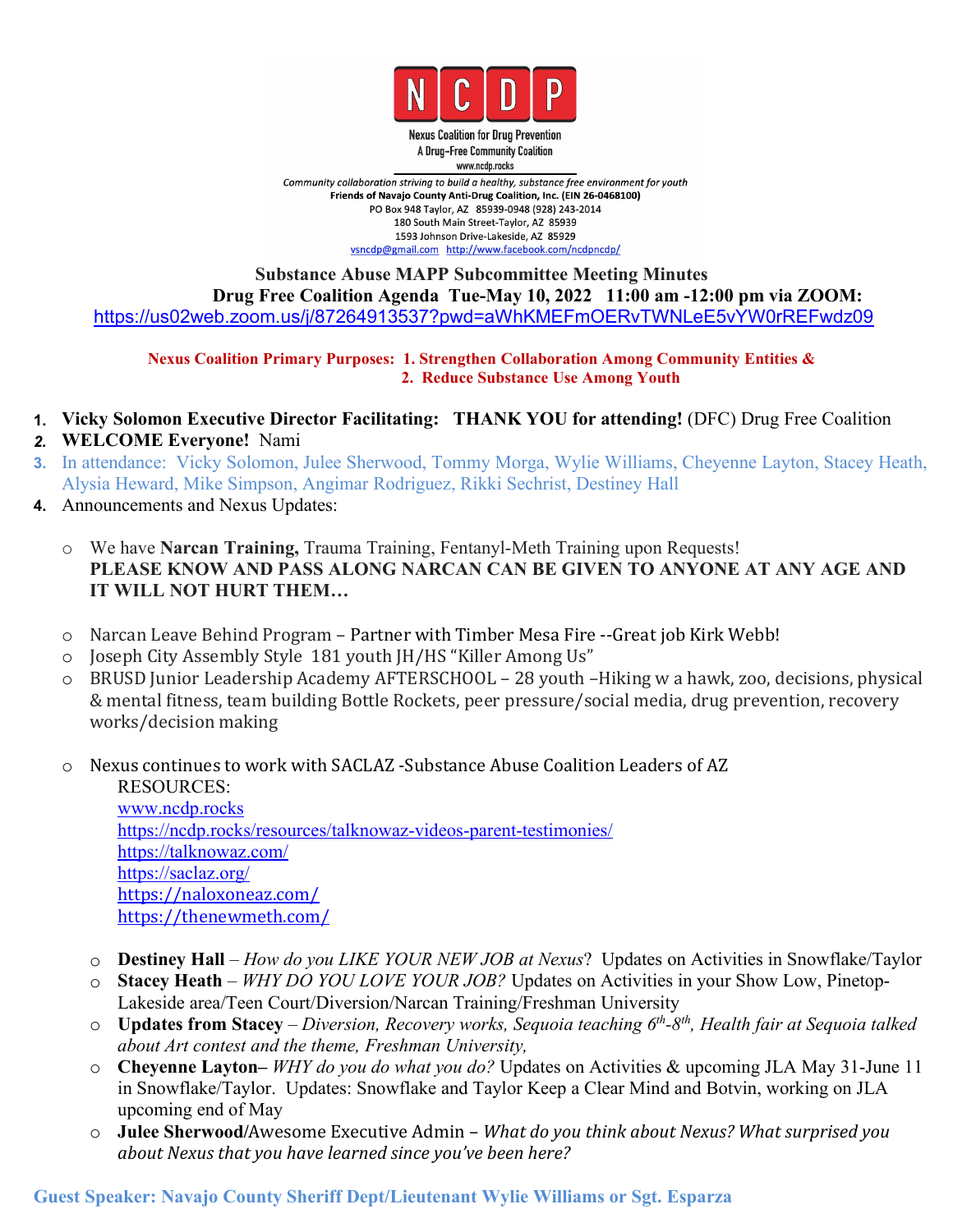# NCDP

**Nexus Coalition for Drug Prevention**
**A Drug-Free Community Coalition**
www.ncdp.rocks

*Community collaboration striving to build a healthy, substance free environment for youth*
**Friends of Navajo County Anti-Drug Coalition, Inc. (EIN 26-0468100)**
PO Box 948 Taylor, AZ 85939-0948 (928) 243-2014
180 South Main Street-Taylor, AZ 85939
1593 Johnson Drive-Lakeside, AZ 85929
vsncdp@gmail.com http://www.facebook.com/ncdpncdp/

## Substance Abuse MAPP Subcommittee Meeting Minutes

**Drug Free Coalition Agenda Tue-May 10, 2022 11:00 am -12:00 pm via ZOOM:**
https://us02web.zoom.us/j/87264913537?pwd=aWhKMEFmOERvTWNLeE5vYW0rREFwdz09

**Nexus Coalition Primary Purposes: 1. Strengthen Collaboration Among Community Entities &**
**2. Reduce Substance Use Among Youth**

1. **Vicky Solomon Executive Director Facilitating: THANK YOU for attending!** (DFC) Drug Free Coalition
2. **WELCOME Everyone!** Nami
3. In attendance: Vicky Solomon, Julee Sherwood, Tommy Morga, Wylie Williams, Cheyenne Layton, Stacey Heath, Alysia Heward, Mike Simpson, Angimar Rodriguez, Rikki Sechrist, Destiney Hall
4. Announcements and Nexus Updates:

   - We have **Narcan Training,** Trauma Training, Fentanyl-Meth Training upon Requests!
     **PLEASE KNOW AND PASS ALONG NARCAN CAN BE GIVEN TO ANYONE AT ANY AGE AND IT WILL NOT HURT THEM…**

   - Narcan Leave Behind Program – Partner with Timber Mesa Fire --Great job Kirk Webb!
   - Joseph City Assembly Style 181 youth JH/HS "Killer Among Us"
   - BRUSD Junior Leadership Academy AFTERSCHOOL – 28 youth –Hiking w a hawk, zoo, decisions, physical & mental fitness, team building Bottle Rockets, peer pressure/social media, drug prevention, recovery works/decision making

   - Nexus continues to work with SACLAZ -Substance Abuse Coalition Leaders of AZ
     RESOURCES:
     www.ncdp.rocks
     https://ncdp.rocks/resources/talknowaz-videos-parent-testimonies/
     https://talknowaz.com/
     https://saclaz.org/
     https://naloxoneaz.com/
     https://thenewmeth.com/

   - **Destiney Hall** – *How do you LIKE YOUR NEW JOB at Nexus*? Updates on Activities in Snowflake/Taylor
   - **Stacey Heath** – *WHY DO YOU LOVE YOUR JOB?* Updates on Activities in your Show Low, Pinetop-Lakeside area/Teen Court/Diversion/Narcan Training/Freshman University
   - **Updates from Stacey** – *Diversion, Recovery works, Sequoia teaching 6th-8th, Health fair at Sequoia talked about Art contest and the theme, Freshman University,*
   - **Cheyenne Layton–** *WHY do you do what you do?* Updates on Activities & upcoming JLA May 31-June 11 in Snowflake/Taylor. Updates: Snowflake and Taylor Keep a Clear Mind and Botvin, working on JLA upcoming end of May
   - **Julee Sherwood**/Awesome Executive Admin – *What do you think about Nexus? What surprised you about Nexus that you have learned since you've been here?*

**Guest Speaker: Navajo County Sheriff Dept/Lieutenant Wylie Williams or Sgt. Esparza**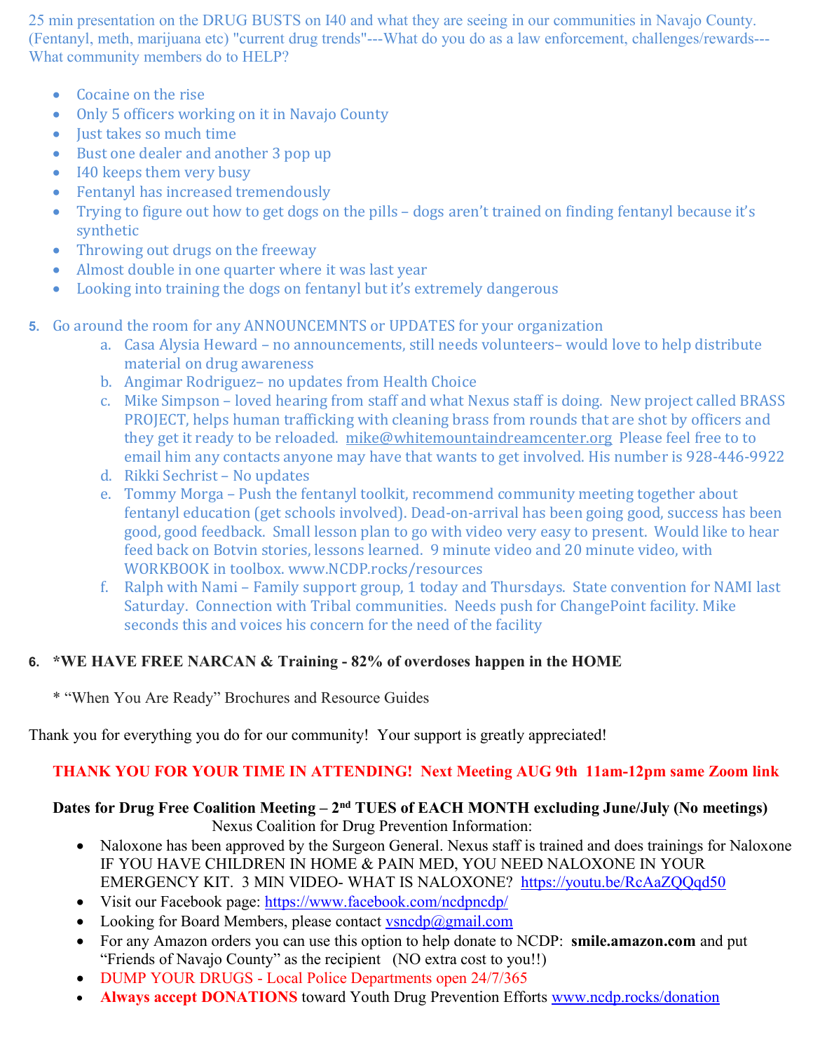25 min presentation on the DRUG BUSTS on I40 and what they are seeing in our communities in Navajo County. (Fentanyl, meth, marijuana etc) "current drug trends"---What do you do as a law enforcement, challenges/rewards---What community members do to HELP?

- Cocaine on the rise
- Only 5 officers working on it in Navajo County
- Just takes so much time
- Bust one dealer and another 3 pop up
- I40 keeps them very busy
- Fentanyl has increased tremendously
- Trying to figure out how to get dogs on the pills – dogs aren't trained on finding fentanyl because it's synthetic
- Throwing out drugs on the freeway
- Almost double in one quarter where it was last year
- Looking into training the dogs on fentanyl but it's extremely dangerous

5. Go around the room for any ANNOUNCEMNTS or UPDATES for your organization
   a. Casa Alysia Heward – no announcements, still needs volunteers– would love to help distribute material on drug awareness
   b. Angimar Rodriguez– no updates from Health Choice
   c. Mike Simpson – loved hearing from staff and what Nexus staff is doing. New project called BRASS PROJECT, helps human trafficking with cleaning brass from rounds that are shot by officers and they get it ready to be reloaded. mike@whitemountaindreamcenter.org Please feel free to to email him any contacts anyone may have that wants to get involved. His number is 928-446-9922
   d. Rikki Sechrist – No updates
   e. Tommy Morga – Push the fentanyl toolkit, recommend community meeting together about fentanyl education (get schools involved). Dead-on-arrival has been going good, success has been good, good feedback. Small lesson plan to go with video very easy to present. Would like to hear feed back on Botvin stories, lessons learned. 9 minute video and 20 minute video, with WORKBOOK in toolbox. www.NCDP.rocks/resources
   f. Ralph with Nami – Family support group, 1 today and Thursdays. State convention for NAMI last Saturday. Connection with Tribal communities. Needs push for ChangePoint facility. Mike seconds this and voices his concern for the need of the facility

6. **\*WE HAVE FREE NARCAN & Training - 82% of overdoses happen in the HOME**

   * "When You Are Ready" Brochures and Resource Guides

Thank you for everything you do for our community! Your support is greatly appreciated!

**THANK YOU FOR YOUR TIME IN ATTENDING! Next Meeting AUG 9th 11am-12pm same Zoom link**

**Dates for Drug Free Coalition Meeting – 2nd TUES of EACH MONTH excluding June/July (No meetings)**

Nexus Coalition for Drug Prevention Information:

- Naloxone has been approved by the Surgeon General. Nexus staff is trained and does trainings for Naloxone IF YOU HAVE CHILDREN IN HOME & PAIN MED, YOU NEED NALOXONE IN YOUR EMERGENCY KIT. 3 MIN VIDEO- WHAT IS NALOXONE? https://youtu.be/RcAaZQQqd50
- Visit our Facebook page: https://www.facebook.com/ncdpncdp/
- Looking for Board Members, please contact vsncdp@gmail.com
- For any Amazon orders you can use this option to help donate to NCDP: **smile.amazon.com** and put "Friends of Navajo County" as the recipient (NO extra cost to you!!)
- DUMP YOUR DRUGS - Local Police Departments open 24/7/365
- **Always accept DONATIONS** toward Youth Drug Prevention Efforts www.ncdp.rocks/donation